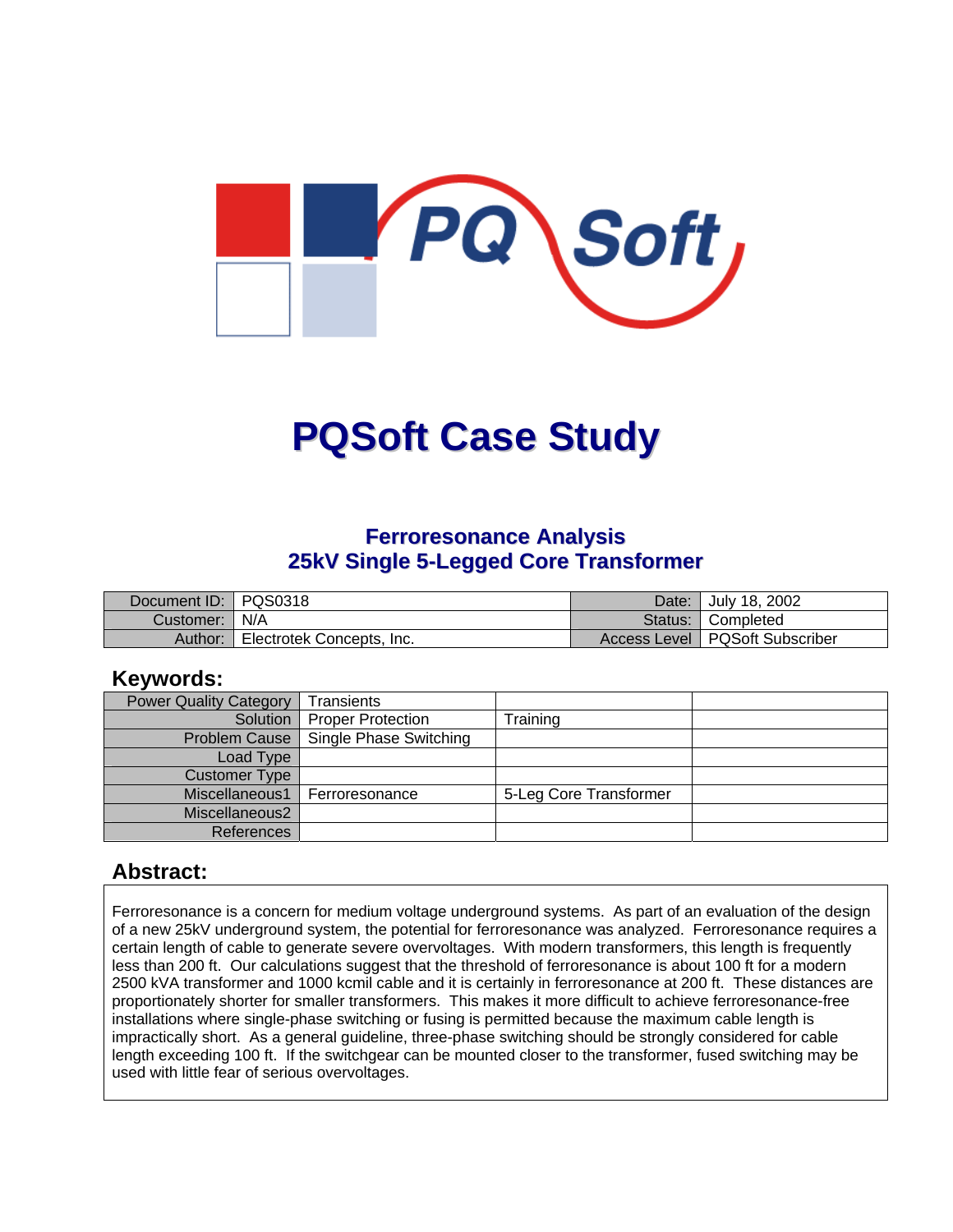# PQSoft Case Study

## Ferroresonance Analysis
## 25kV Single 5-Legged Core Transformer

| | | | |
|---|---|---|---|
| Document ID: | PQS0318 | Date: | July 18, 2002 |
| Customer: | N/A | Status: | Completed |
| Author: | Electrotek Concepts, Inc. | Access Level | PQSoft Subscriber |

## Keywords:

| | | | |
|---|---|---|---|
| Power Quality Category | Transients | | |
| Solution | Proper Protection | Training | |
| Problem Cause | Single Phase Switching | | |
| Load Type | | | |
| Customer Type | | | |
| Miscellaneous1 | Ferroresonance | 5-Leg Core Transformer | |
| Miscellaneous2 | | | |
| References | | | |

## Abstract:

Ferroresonance is a concern for medium voltage underground systems. As part of an evaluation of the design of a new 25kV underground system, the potential for ferroresonance was analyzed. Ferroresonance requires a certain length of cable to generate severe overvoltages. With modern transformers, this length is frequently less than 200 ft. Our calculations suggest that the threshold of ferroresonance is about 100 ft for a modern 2500 kVA transformer and 1000 kcmil cable and it is certainly in ferroresonance at 200 ft. These distances are proportionately shorter for smaller transformers. This makes it more difficult to achieve ferroresonance-free installations where single-phase switching or fusing is permitted because the maximum cable length is impractically short. As a general guideline, three-phase switching should be strongly considered for cable length exceeding 100 ft. If the switchgear can be mounted closer to the transformer, fused switching may be used with little fear of serious overvoltages.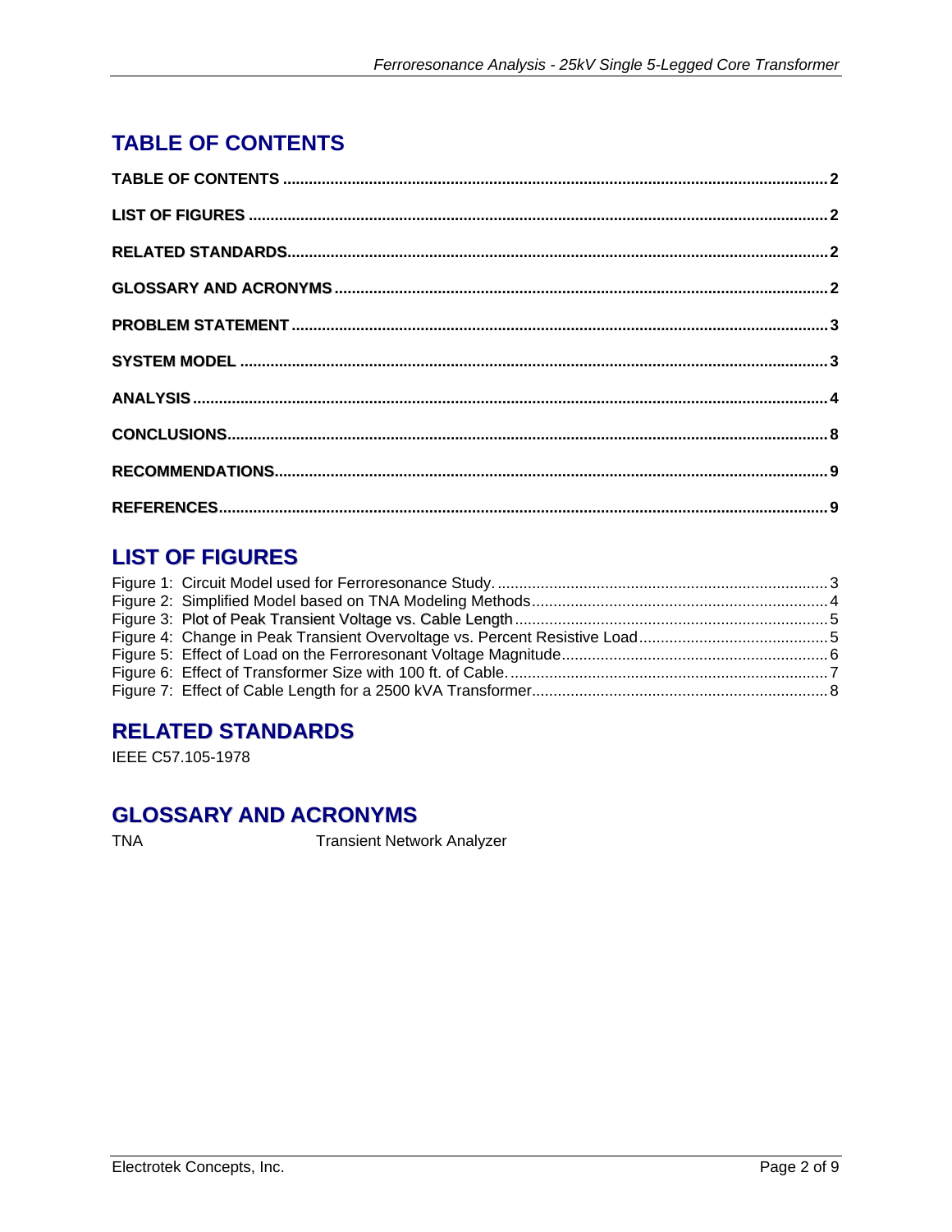# TABLE OF CONTENTS

**TABLE OF CONTENTS** .......... **2**

**LIST OF FIGURES** .......... **2**

**RELATED STANDARDS** .......... **2**

**GLOSSARY AND ACRONYMS** .......... **2**

**PROBLEM STATEMENT** .......... **3**

**SYSTEM MODEL** .......... **3**

**ANALYSIS** .......... **4**

**CONCLUSIONS** .......... **8**

**RECOMMENDATIONS** .......... **9**

**REFERENCES** .......... **9**

# LIST OF FIGURES

Figure 1: Circuit Model used for Ferroresonance Study. .......... 3
Figure 2: Simplified Model based on TNA Modeling Methods .......... 4
Figure 3: Plot of Peak Transient Voltage vs. Cable Length .......... 5
Figure 4: Change in Peak Transient Overvoltage vs. Percent Resistive Load .......... 5
Figure 5: Effect of Load on the Ferroresonant Voltage Magnitude .......... 6
Figure 6: Effect of Transformer Size with 100 ft. of Cable. .......... 7
Figure 7: Effect of Cable Length for a 2500 kVA Transformer .......... 8

# RELATED STANDARDS

IEEE C57.105-1978

# GLOSSARY AND ACRONYMS

| | |
|---|---|
| TNA | Transient Network Analyzer |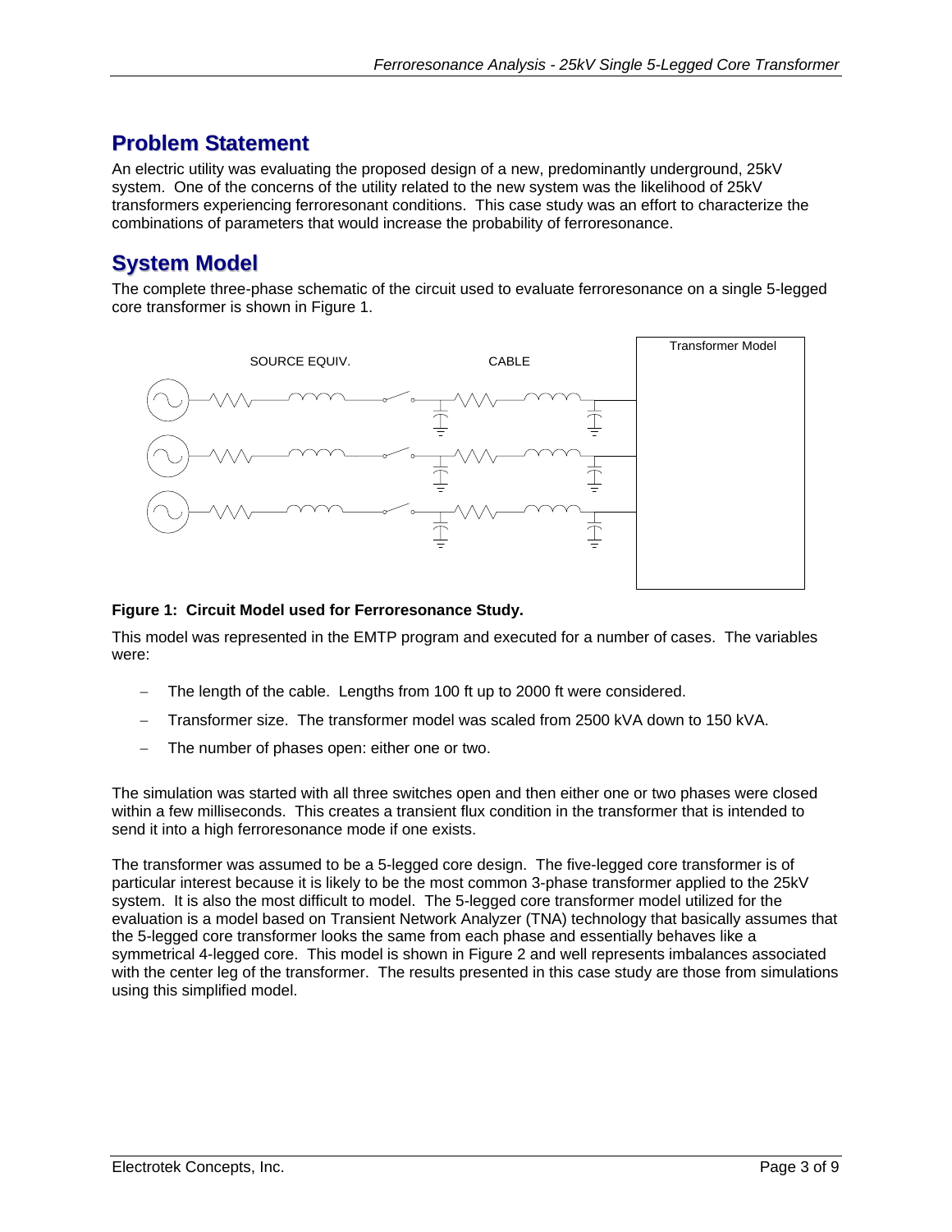## Problem Statement

An electric utility was evaluating the proposed design of a new, predominantly underground, 25kV system. One of the concerns of the utility related to the new system was the likelihood of 25kV transformers experiencing ferroresonant conditions. This case study was an effort to characterize the combinations of parameters that would increase the probability of ferroresonance.

## System Model

The complete three-phase schematic of the circuit used to evaluate ferroresonance on a single 5-legged core transformer is shown in Figure 1.

SOURCE EQUIV.

CABLE

Transformer Model

**Figure 1: Circuit Model used for Ferroresonance Study.**

This model was represented in the EMTP program and executed for a number of cases. The variables were:

- The length of the cable. Lengths from 100 ft up to 2000 ft were considered.
- Transformer size. The transformer model was scaled from 2500 kVA down to 150 kVA.
- The number of phases open: either one or two.

The simulation was started with all three switches open and then either one or two phases were closed within a few milliseconds. This creates a transient flux condition in the transformer that is intended to send it into a high ferroresonance mode if one exists.

The transformer was assumed to be a 5-legged core design. The five-legged core transformer is of particular interest because it is likely to be the most common 3-phase transformer applied to the 25kV system. It is also the most difficult to model. The 5-legged core transformer model utilized for the evaluation is a model based on Transient Network Analyzer (TNA) technology that basically assumes that the 5-legged core transformer looks the same from each phase and essentially behaves like a symmetrical 4-legged core. This model is shown in Figure 2 and well represents imbalances associated with the center leg of the transformer. The results presented in this case study are those from simulations using this simplified model.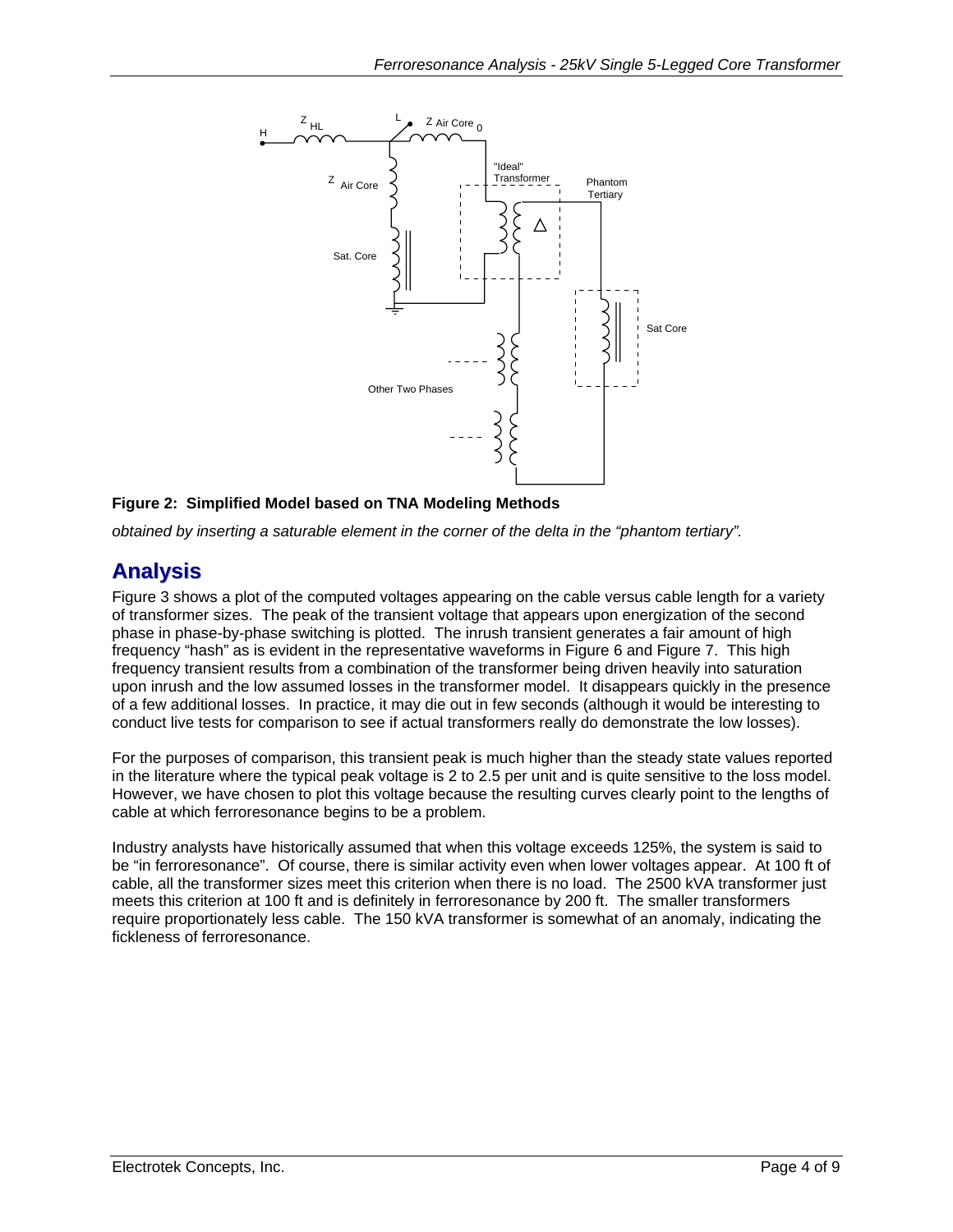H

$Z_{HL}$

L

$Z_{Air\ Core\ 0}$

$Z_{Air\ Core}$

"Ideal" Transformer

Phantom Tertiary

Sat. Core

Sat Core

Other Two Phases

**Figure 2: Simplified Model based on TNA Modeling Methods**

*obtained by inserting a saturable element in the corner of the delta in the "phantom tertiary".*

## Analysis

Figure 3 shows a plot of the computed voltages appearing on the cable versus cable length for a variety of transformer sizes. The peak of the transient voltage that appears upon energization of the second phase in phase-by-phase switching is plotted. The inrush transient generates a fair amount of high frequency "hash" as is evident in the representative waveforms in Figure 6 and Figure 7. This high frequency transient results from a combination of the transformer being driven heavily into saturation upon inrush and the low assumed losses in the transformer model. It disappears quickly in the presence of a few additional losses. In practice, it may die out in few seconds (although it would be interesting to conduct live tests for comparison to see if actual transformers really do demonstrate the low losses).

For the purposes of comparison, this transient peak is much higher than the steady state values reported in the literature where the typical peak voltage is 2 to 2.5 per unit and is quite sensitive to the loss model. However, we have chosen to plot this voltage because the resulting curves clearly point to the lengths of cable at which ferroresonance begins to be a problem.

Industry analysts have historically assumed that when this voltage exceeds 125%, the system is said to be "in ferroresonance". Of course, there is similar activity even when lower voltages appear. At 100 ft of cable, all the transformer sizes meet this criterion when there is no load. The 2500 kVA transformer just meets this criterion at 100 ft and is definitely in ferroresonance by 200 ft. The smaller transformers require proportionately less cable. The 150 kVA transformer is somewhat of an anomaly, indicating the fickleness of ferroresonance.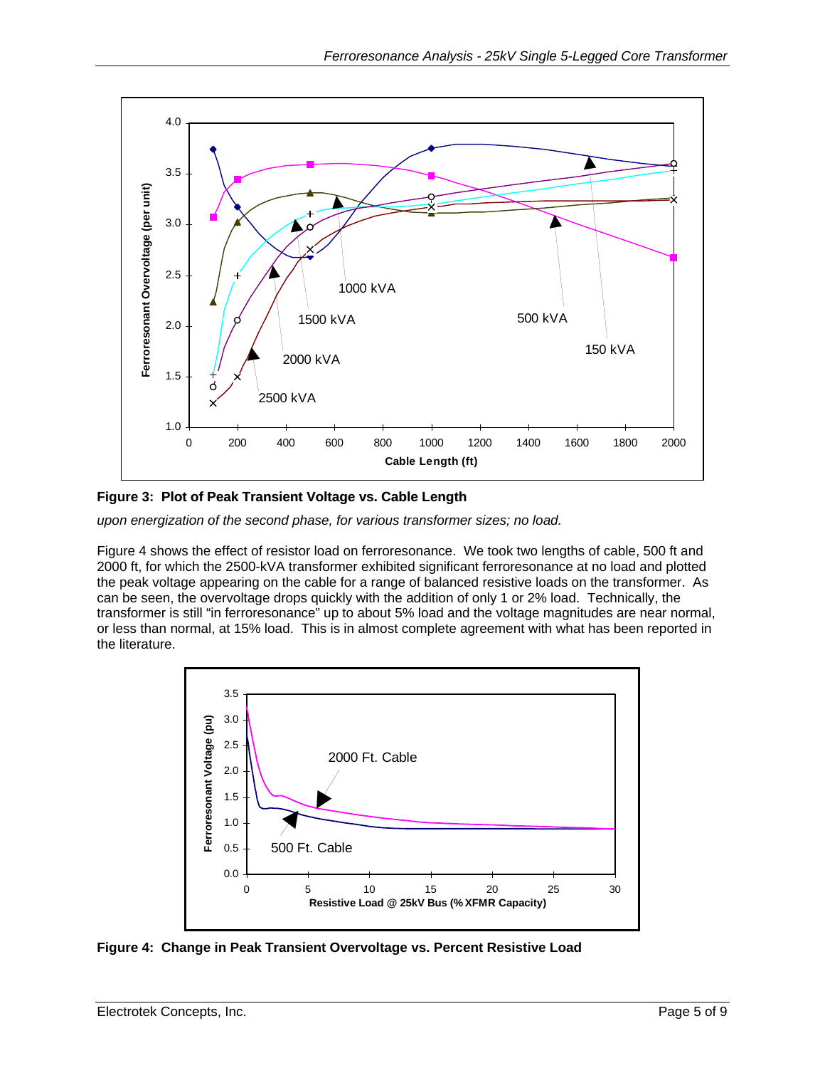4.0

3.5

3.0

2.5

2.0

1.5

1.0

Ferroresonant Overvoltage (per unit)

0 200 400 600 800 1000 1200 1400 1600 1800 2000

Cable Length (ft)

1000 kVA

1500 kVA

500 kVA

150 kVA

2000 kVA

2500 kVA

**Figure 3: Plot of Peak Transient Voltage vs. Cable Length**

*upon energization of the second phase, for various transformer sizes; no load.*

Figure 4 shows the effect of resistor load on ferroresonance. We took two lengths of cable, 500 ft and 2000 ft, for which the 2500-kVA transformer exhibited significant ferroresonance at no load and plotted the peak voltage appearing on the cable for a range of balanced resistive loads on the transformer. As can be seen, the overvoltage drops quickly with the addition of only 1 or 2% load. Technically, the transformer is still "in ferroresonance" up to about 5% load and the voltage magnitudes are near normal, or less than normal, at 15% load. This is in almost complete agreement with what has been reported in the literature.

3.5

3.0

2.5

2.0

1.5

1.0

0.5

0.0

Ferroresonant Voltage (pu)

0 5 10 15 20 25 30

Resistive Load @ 25kV Bus (% XFMR Capacity)

2000 Ft. Cable

500 Ft. Cable

**Figure 4: Change in Peak Transient Overvoltage vs. Percent Resistive Load**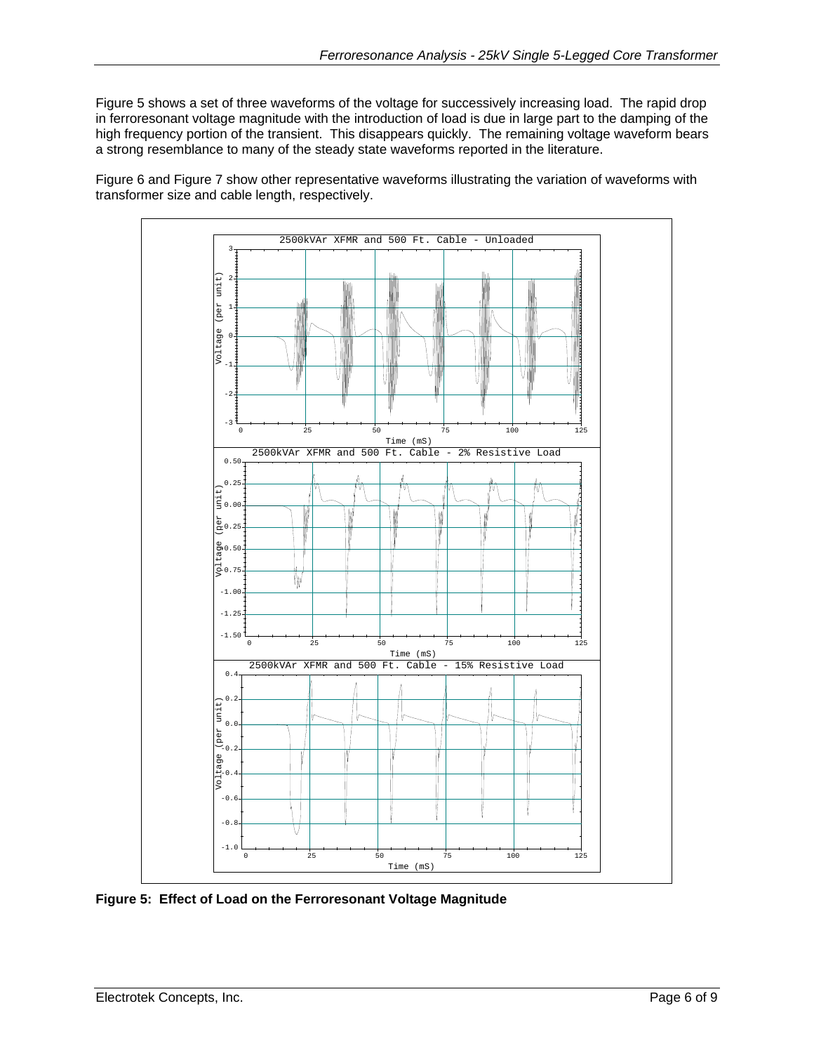Figure 5 shows a set of three waveforms of the voltage for successively increasing load. The rapid drop in ferroresonant voltage magnitude with the introduction of load is due in large part to the damping of the high frequency portion of the transient. This disappears quickly. The remaining voltage waveform bears a strong resemblance to many of the steady state waveforms reported in the literature.

Figure 6 and Figure 7 show other representative waveforms illustrating the variation of waveforms with transformer size and cable length, respectively.

2500kVAr XFMR and 500 Ft. Cable - Unloaded

Voltage (per unit)

3
2
1
0
-1
-2
-3

0 25 50 75 100 125

Time (mS)

2500kVAr XFMR and 500 Ft. Cable - 2% Resistive Load

Voltage (per unit)

0.50
0.25
0.00
-0.25
-0.50
-0.75
-1.00
-1.25
-1.50

0 25 50 75 100 125

Time (mS)

2500kVAr XFMR and 500 Ft. Cable - 15% Resistive Load

Voltage (per unit)

0.4
0.2
0.0
-0.2
-0.4
-0.6
-0.8
-1.0

0 25 50 75 100 125

Time (mS)

**Figure 5: Effect of Load on the Ferroresonant Voltage Magnitude**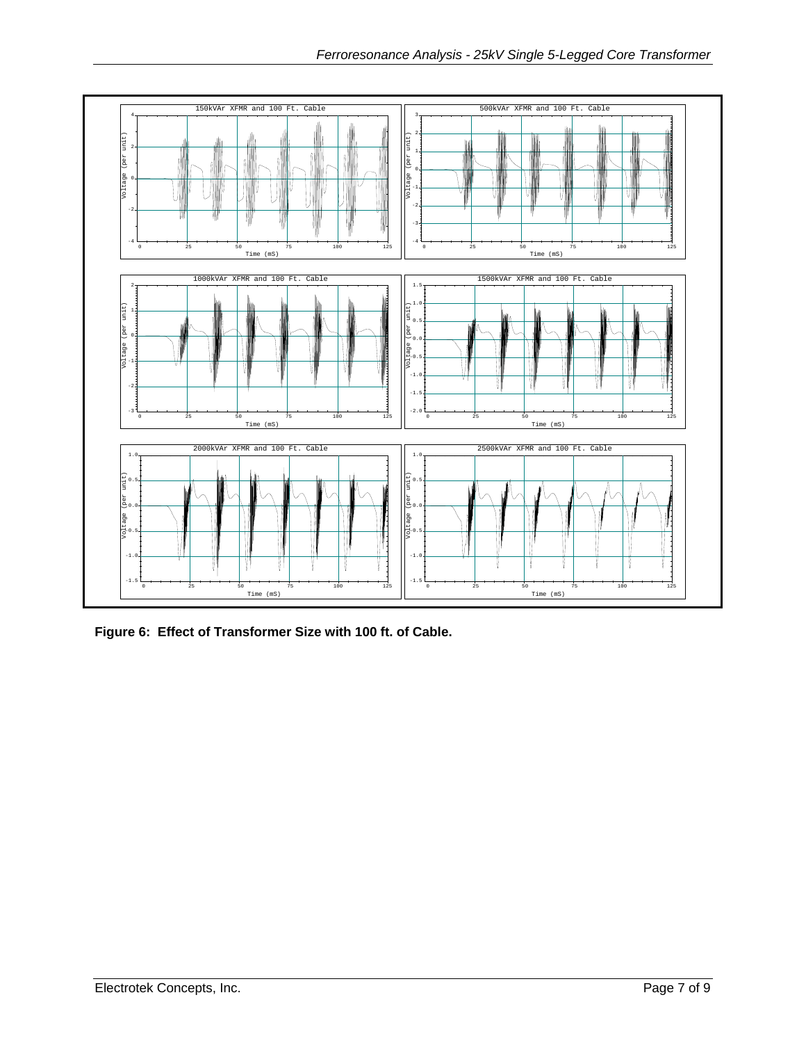150kVAr XFMR and 100 Ft. Cable

Voltage (per unit)

Time (mS)

500kVAr XFMR and 100 Ft. Cable

Voltage (per unit)

Time (mS)

1000kVAr XFMR and 100 Ft. Cable

Voltage (per unit)

Time (mS)

1500kVAr XFMR and 100 Ft. Cable

Voltage (per unit)

Time (mS)

2000kVAr XFMR and 100 Ft. Cable

Voltage (per unit)

Time (mS)

2500kVAr XFMR and 100 Ft. Cable

Voltage (per unit)

Time (mS)

**Figure 6: Effect of Transformer Size with 100 ft. of Cable.**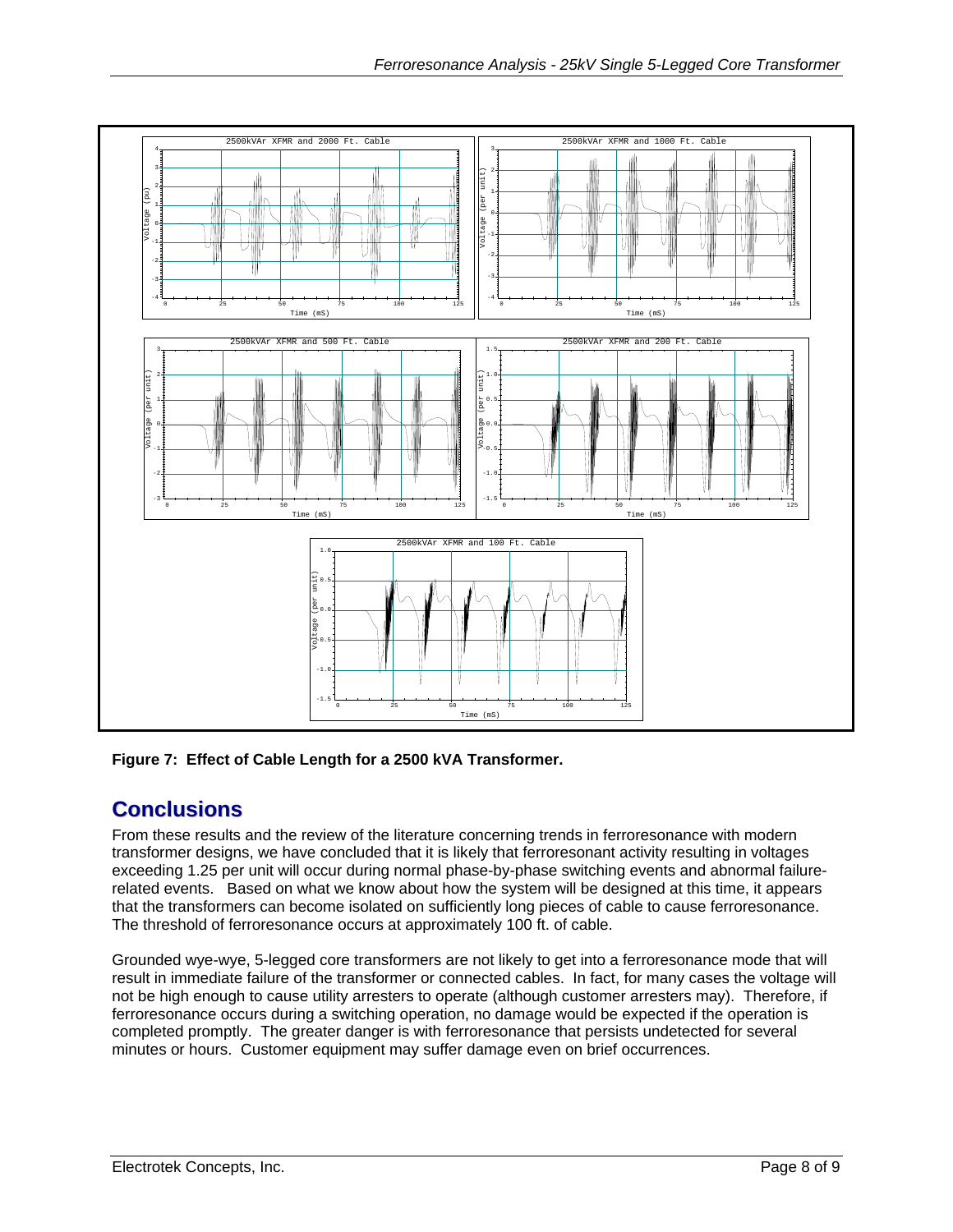2500kVAr XFMR and 2000 Ft. Cable

Voltage (pu)

4
3
2
1
0
-1
-2
-3
-4

0 25 50 75 100 125

Time (mS)

2500kVAr XFMR and 1000 Ft. Cable

Voltage (per unit)

3
2
1
0
-1
-2
-3
-4

0 25 50 75 100 125

Time (mS)

2500kVAr XFMR and 500 Ft. Cable

Voltage (per unit)

3
2
1
0
-1
-2
-3

0 25 50 75 100 125

Time (mS)

2500kVAr XFMR and 200 Ft. Cable

Voltage (per unit)

1.5
1.0
0.5
0.0
-0.5
-1.0
-1.5

0 25 50 75 100 125

Time (mS)

2500kVAr XFMR and 100 Ft. Cable

Voltage (per unit)

1.0
0.5
0.0
0.5
-1.0
-1.5

0 25 50 75 100 125

Time (mS)

**Figure 7: Effect of Cable Length for a 2500 kVA Transformer.**

## Conclusions

From these results and the review of the literature concerning trends in ferroresonance with modern transformer designs, we have concluded that it is likely that ferroresonant activity resulting in voltages exceeding 1.25 per unit will occur during normal phase-by-phase switching events and abnormal failure-related events. Based on what we know about how the system will be designed at this time, it appears that the transformers can become isolated on sufficiently long pieces of cable to cause ferroresonance. The threshold of ferroresonance occurs at approximately 100 ft. of cable.

Grounded wye-wye, 5-legged core transformers are not likely to get into a ferroresonance mode that will result in immediate failure of the transformer or connected cables. In fact, for many cases the voltage will not be high enough to cause utility arresters to operate (although customer arresters may). Therefore, if ferroresonance occurs during a switching operation, no damage would be expected if the operation is completed promptly. The greater danger is with ferroresonance that persists undetected for several minutes or hours. Customer equipment may suffer damage even on brief occurrences.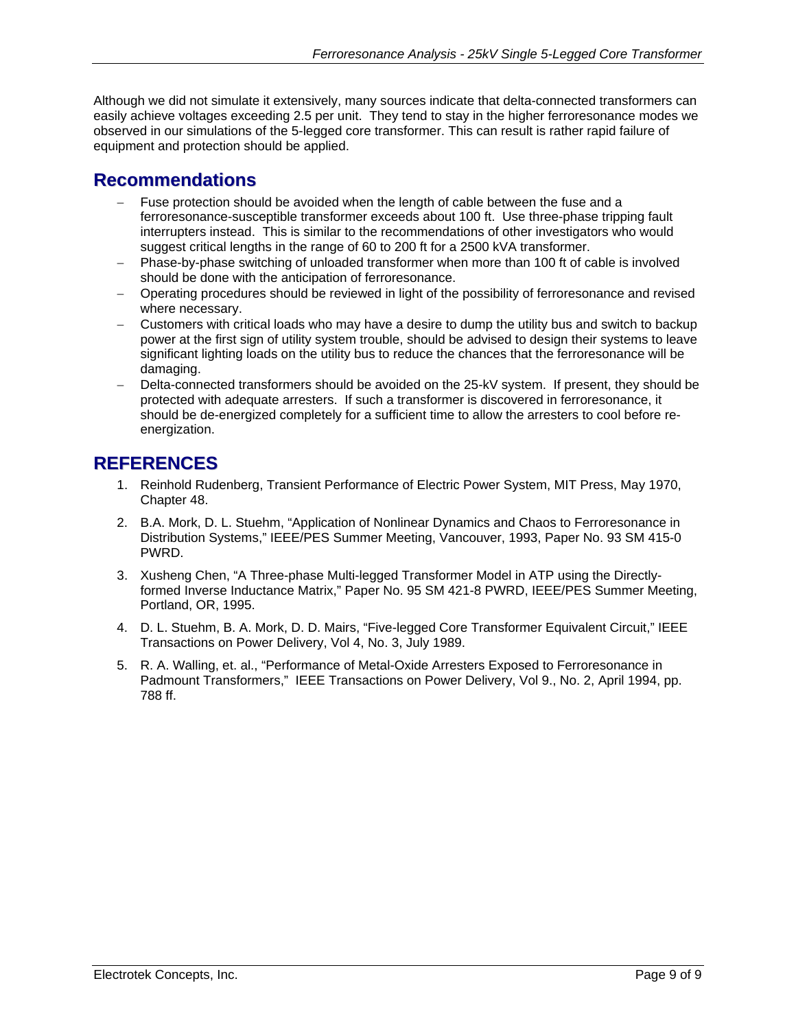Although we did not simulate it extensively, many sources indicate that delta-connected transformers can easily achieve voltages exceeding 2.5 per unit. They tend to stay in the higher ferroresonance modes we observed in our simulations of the 5-legged core transformer. This can result is rather rapid failure of equipment and protection should be applied.

## Recommendations

- Fuse protection should be avoided when the length of cable between the fuse and a ferroresonance-susceptible transformer exceeds about 100 ft. Use three-phase tripping fault interrupters instead. This is similar to the recommendations of other investigators who would suggest critical lengths in the range of 60 to 200 ft for a 2500 kVA transformer.
- Phase-by-phase switching of unloaded transformer when more than 100 ft of cable is involved should be done with the anticipation of ferroresonance.
- Operating procedures should be reviewed in light of the possibility of ferroresonance and revised where necessary.
- Customers with critical loads who may have a desire to dump the utility bus and switch to backup power at the first sign of utility system trouble, should be advised to design their systems to leave significant lighting loads on the utility bus to reduce the chances that the ferroresonance will be damaging.
- Delta-connected transformers should be avoided on the 25-kV system. If present, they should be protected with adequate arresters. If such a transformer is discovered in ferroresonance, it should be de-energized completely for a sufficient time to allow the arresters to cool before re-energization.

## REFERENCES

1. Reinhold Rudenberg, Transient Performance of Electric Power System, MIT Press, May 1970, Chapter 48.
2. B.A. Mork, D. L. Stuehm, "Application of Nonlinear Dynamics and Chaos to Ferroresonance in Distribution Systems," IEEE/PES Summer Meeting, Vancouver, 1993, Paper No. 93 SM 415-0 PWRD.
3. Xusheng Chen, "A Three-phase Multi-legged Transformer Model in ATP using the Directly-formed Inverse Inductance Matrix," Paper No. 95 SM 421-8 PWRD, IEEE/PES Summer Meeting, Portland, OR, 1995.
4. D. L. Stuehm, B. A. Mork, D. D. Mairs, "Five-legged Core Transformer Equivalent Circuit," IEEE Transactions on Power Delivery, Vol 4, No. 3, July 1989.
5. R. A. Walling, et. al., "Performance of Metal-Oxide Arresters Exposed to Ferroresonance in Padmount Transformers," IEEE Transactions on Power Delivery, Vol 9., No. 2, April 1994, pp. 788 ff.